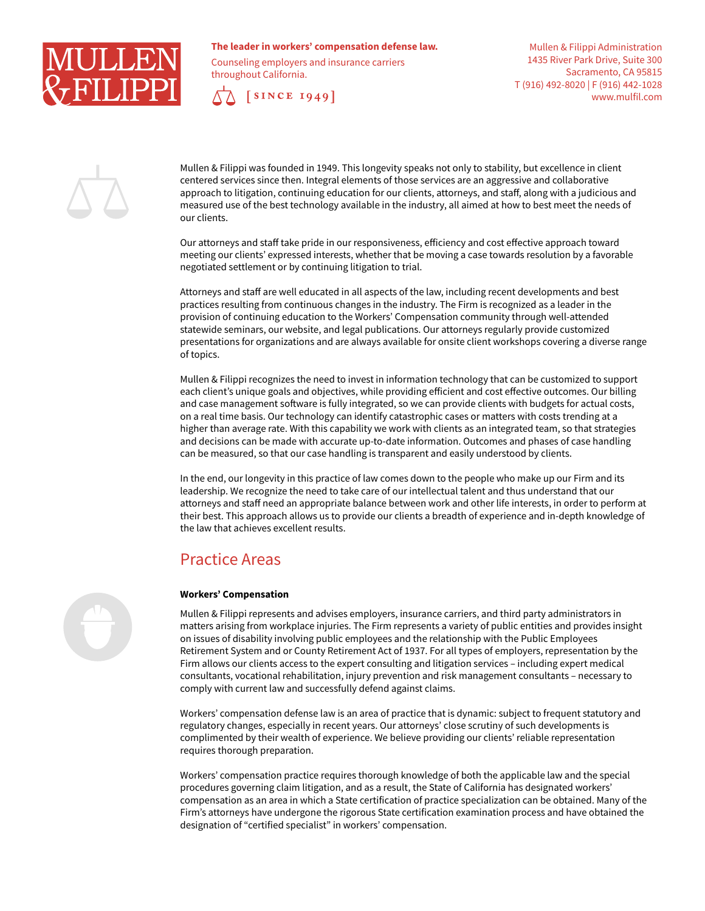**MULLEN & FILIPPI**

**The leader in workers' compensation defense law.**

Counseling employers and insurance carriers throughout California.

[SINCE 1949]

Mullen & Filippi Administration
1435 River Park Drive, Suite 300
Sacramento, CA 95815
T (916) 492-8020 | F (916) 442-1028
www.mulfil.com

Mullen & Filippi was founded in 1949. This longevity speaks not only to stability, but excellence in client centered services since then. Integral elements of those services are an aggressive and collaborative approach to litigation, continuing education for our clients, attorneys, and staff, along with a judicious and measured use of the best technology available in the industry, all aimed at how to best meet the needs of our clients.

Our attorneys and staff take pride in our responsiveness, efficiency and cost effective approach toward meeting our clients' expressed interests, whether that be moving a case towards resolution by a favorable negotiated settlement or by continuing litigation to trial.

Attorneys and staff are well educated in all aspects of the law, including recent developments and best practices resulting from continuous changes in the industry. The Firm is recognized as a leader in the provision of continuing education to the Workers' Compensation community through well-attended statewide seminars, our website, and legal publications. Our attorneys regularly provide customized presentations for organizations and are always available for onsite client workshops covering a diverse range of topics.

Mullen & Filippi recognizes the need to invest in information technology that can be customized to support each client's unique goals and objectives, while providing efficient and cost effective outcomes. Our billing and case management software is fully integrated, so we can provide clients with budgets for actual costs, on a real time basis. Our technology can identify catastrophic cases or matters with costs trending at a higher than average rate. With this capability we work with clients as an integrated team, so that strategies and decisions can be made with accurate up-to-date information. Outcomes and phases of case handling can be measured, so that our case handling is transparent and easily understood by clients.

In the end, our longevity in this practice of law comes down to the people who make up our Firm and its leadership. We recognize the need to take care of our intellectual talent and thus understand that our attorneys and staff need an appropriate balance between work and other life interests, in order to perform at their best. This approach allows us to provide our clients a breadth of experience and in-depth knowledge of the law that achieves excellent results.

## Practice Areas

**Workers' Compensation**

Mullen & Filippi represents and advises employers, insurance carriers, and third party administrators in matters arising from workplace injuries. The Firm represents a variety of public entities and provides insight on issues of disability involving public employees and the relationship with the Public Employees Retirement System and or County Retirement Act of 1937. For all types of employers, representation by the Firm allows our clients access to the expert consulting and litigation services – including expert medical consultants, vocational rehabilitation, injury prevention and risk management consultants – necessary to comply with current law and successfully defend against claims.

Workers' compensation defense law is an area of practice that is dynamic: subject to frequent statutory and regulatory changes, especially in recent years. Our attorneys' close scrutiny of such developments is complimented by their wealth of experience. We believe providing our clients' reliable representation requires thorough preparation.

Workers' compensation practice requires thorough knowledge of both the applicable law and the special procedures governing claim litigation, and as a result, the State of California has designated workers' compensation as an area in which a State certification of practice specialization can be obtained. Many of the Firm's attorneys have undergone the rigorous State certification examination process and have obtained the designation of "certified specialist" in workers' compensation.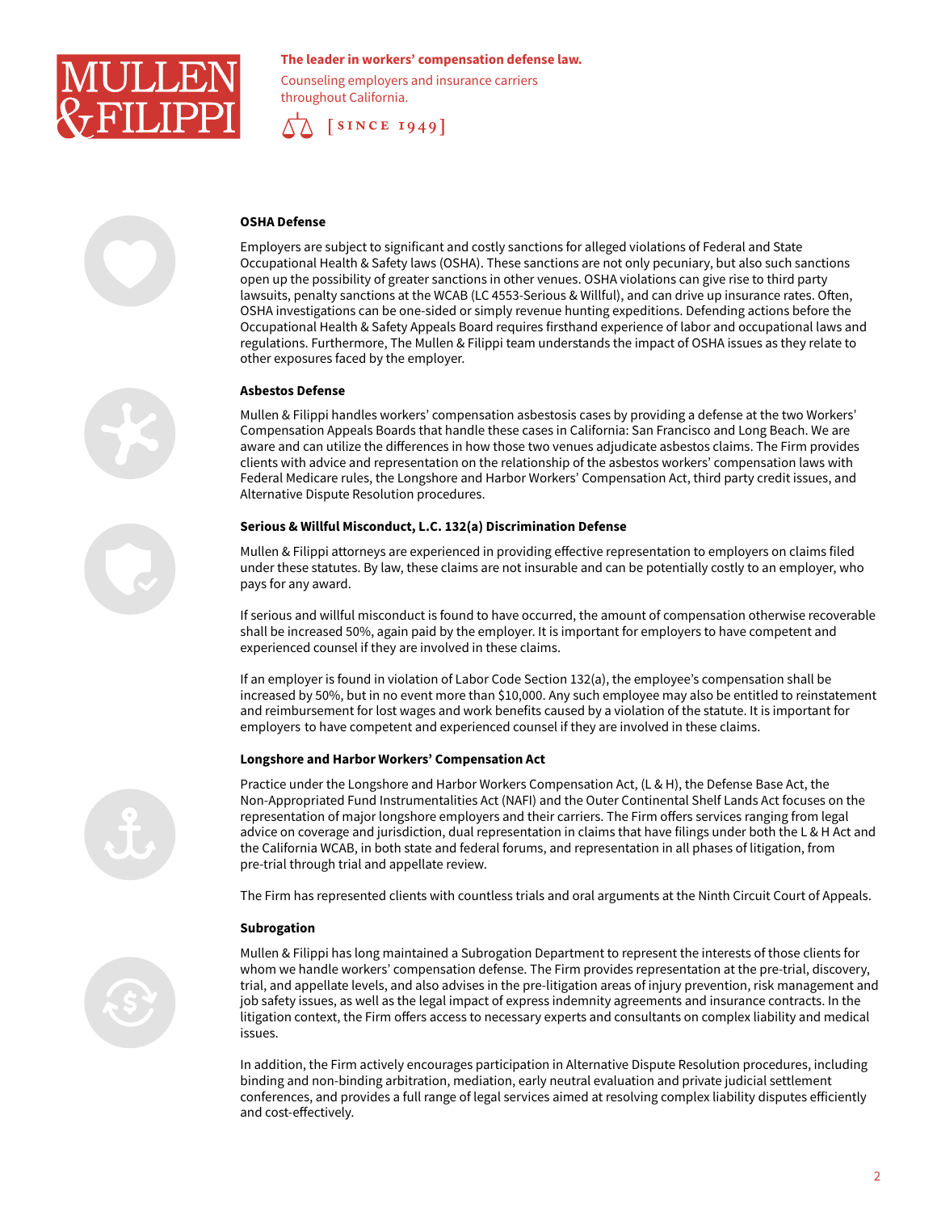**The leader in workers' compensation defense law.**

Counseling employers and insurance carriers throughout California.

[SINCE 1949]

### OSHA Defense

Employers are subject to significant and costly sanctions for alleged violations of Federal and State Occupational Health & Safety laws (OSHA). These sanctions are not only pecuniary, but also such sanctions open up the possibility of greater sanctions in other venues. OSHA violations can give rise to third party lawsuits, penalty sanctions at the WCAB (LC 4553-Serious & Willful), and can drive up insurance rates. Often, OSHA investigations can be one-sided or simply revenue hunting expeditions. Defending actions before the Occupational Health & Safety Appeals Board requires firsthand experience of labor and occupational laws and regulations. Furthermore, The Mullen & Filippi team understands the impact of OSHA issues as they relate to other exposures faced by the employer.

### Asbestos Defense

Mullen & Filippi handles workers' compensation asbestosis cases by providing a defense at the two Workers' Compensation Appeals Boards that handle these cases in California: San Francisco and Long Beach. We are aware and can utilize the differences in how those two venues adjudicate asbestos claims. The Firm provides clients with advice and representation on the relationship of the asbestos workers' compensation laws with Federal Medicare rules, the Longshore and Harbor Workers' Compensation Act, third party credit issues, and Alternative Dispute Resolution procedures.

### Serious & Willful Misconduct, L.C. 132(a) Discrimination Defense

Mullen & Filippi attorneys are experienced in providing effective representation to employers on claims filed under these statutes. By law, these claims are not insurable and can be potentially costly to an employer, who pays for any award.

If serious and willful misconduct is found to have occurred, the amount of compensation otherwise recoverable shall be increased 50%, again paid by the employer. It is important for employers to have competent and experienced counsel if they are involved in these claims.

If an employer is found in violation of Labor Code Section 132(a), the employee's compensation shall be increased by 50%, but in no event more than $10,000. Any such employee may also be entitled to reinstatement and reimbursement for lost wages and work benefits caused by a violation of the statute. It is important for employers to have competent and experienced counsel if they are involved in these claims.

### Longshore and Harbor Workers' Compensation Act

Practice under the Longshore and Harbor Workers Compensation Act, (L & H), the Defense Base Act, the Non-Appropriated Fund Instrumentalities Act (NAFI) and the Outer Continental Shelf Lands Act focuses on the representation of major longshore employers and their carriers. The Firm offers services ranging from legal advice on coverage and jurisdiction, dual representation in claims that have filings under both the L & H Act and the California WCAB, in both state and federal forums, and representation in all phases of litigation, from pre-trial through trial and appellate review.

The Firm has represented clients with countless trials and oral arguments at the Ninth Circuit Court of Appeals.

### Subrogation

Mullen & Filippi has long maintained a Subrogation Department to represent the interests of those clients for whom we handle workers' compensation defense. The Firm provides representation at the pre-trial, discovery, trial, and appellate levels, and also advises in the pre-litigation areas of injury prevention, risk management and job safety issues, as well as the legal impact of express indemnity agreements and insurance contracts. In the litigation context, the Firm offers access to necessary experts and consultants on complex liability and medical issues.

In addition, the Firm actively encourages participation in Alternative Dispute Resolution procedures, including binding and non-binding arbitration, mediation, early neutral evaluation and private judicial settlement conferences, and provides a full range of legal services aimed at resolving complex liability disputes efficiently and cost-effectively.